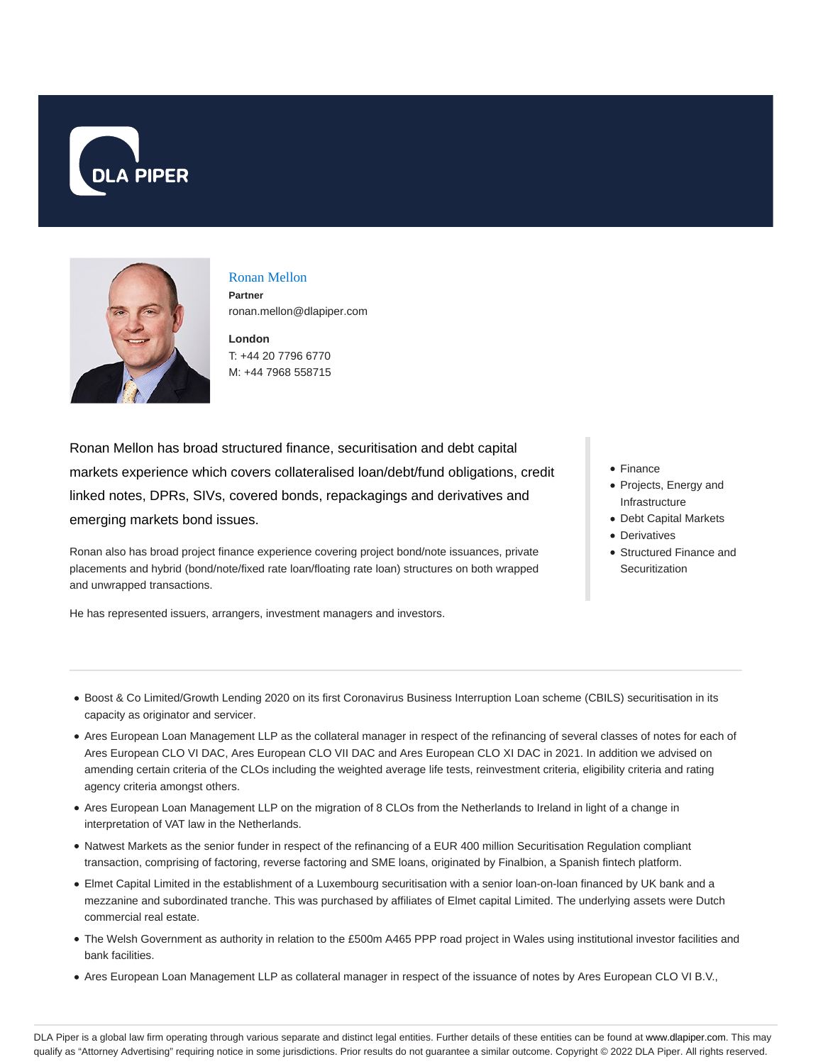# Ronan Mellon

**Partner**

ronan.mellon@dlapiper.com

**London**

T: +44 20 7796 6770

M: +44 7968 558715

Ronan Mellon has broad structured finance, securitisation and debt capital markets experience which covers collateralised loan/debt/fund obligations, credit linked notes, DPRs, SIVs, covered bonds, repackagings and derivatives and emerging markets bond issues.

Ronan also has broad project finance experience covering project bond/note issuances, private placements and hybrid (bond/note/fixed rate loan/floating rate loan) structures on both wrapped and unwrapped transactions.

He has represented issuers, arrangers, investment managers and investors.

- Finance
- Projects, Energy and Infrastructure
- Debt Capital Markets
- Derivatives
- Structured Finance and Securitization

---

- Boost & Co Limited/Growth Lending 2020 on its first Coronavirus Business Interruption Loan scheme (CBILS) securitisation in its capacity as originator and servicer.
- Ares European Loan Management LLP as the collateral manager in respect of the refinancing of several classes of notes for each of Ares European CLO VI DAC, Ares European CLO VII DAC and Ares European CLO XI DAC in 2021. In addition we advised on amending certain criteria of the CLOs including the weighted average life tests, reinvestment criteria, eligibility criteria and rating agency criteria amongst others.
- Ares European Loan Management LLP on the migration of 8 CLOs from the Netherlands to Ireland in light of a change in interpretation of VAT law in the Netherlands.
- Natwest Markets as the senior funder in respect of the refinancing of a EUR 400 million Securitisation Regulation compliant transaction, comprising of factoring, reverse factoring and SME loans, originated by Finalbion, a Spanish fintech platform.
- Elmet Capital Limited in the establishment of a Luxembourg securitisation with a senior loan-on-loan financed by UK bank and a mezzanine and subordinated tranche. This was purchased by affiliates of Elmet capital Limited. The underlying assets were Dutch commercial real estate.
- The Welsh Government as authority in relation to the £500m A465 PPP road project in Wales using institutional investor facilities and bank facilities.
- Ares European Loan Management LLP as collateral manager in respect of the issuance of notes by Ares European CLO VI B.V.,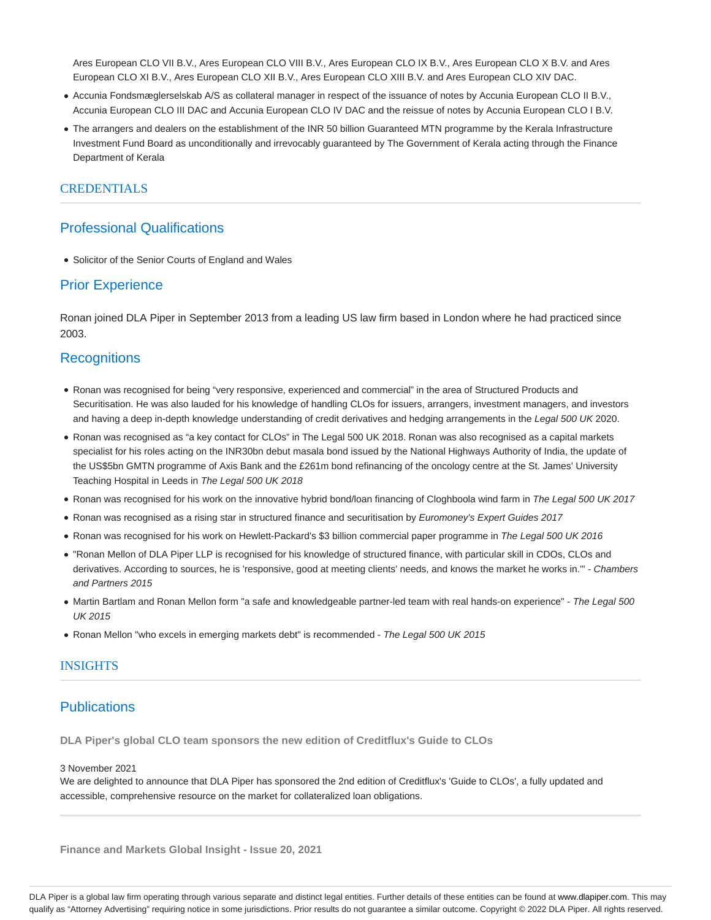Ares European CLO VII B.V., Ares European CLO VIII B.V., Ares European CLO IX B.V., Ares European CLO X B.V. and Ares European CLO XI B.V., Ares European CLO XII B.V., Ares European CLO XIII B.V. and Ares European CLO XIV DAC.

- Accunia Fondsmæglerselskab A/S as collateral manager in respect of the issuance of notes by Accunia European CLO II B.V., Accunia European CLO III DAC and Accunia European CLO IV DAC and the reissue of notes by Accunia European CLO I B.V.
- The arrangers and dealers on the establishment of the INR 50 billion Guaranteed MTN programme by the Kerala Infrastructure Investment Fund Board as unconditionally and irrevocably guaranteed by The Government of Kerala acting through the Finance Department of Kerala

## CREDENTIALS

### Professional Qualifications

- Solicitor of the Senior Courts of England and Wales

### Prior Experience

Ronan joined DLA Piper in September 2013 from a leading US law firm based in London where he had practiced since 2003.

### Recognitions

- Ronan was recognised for being "very responsive, experienced and commercial" in the area of Structured Products and Securitisation. He was also lauded for his knowledge of handling CLOs for issuers, arrangers, investment managers, and investors and having a deep in-depth knowledge understanding of credit derivatives and hedging arrangements in the *Legal 500 UK* 2020.
- Ronan was recognised as "a key contact for CLOs" in The Legal 500 UK 2018. Ronan was also recognised as a capital markets specialist for his roles acting on the INR30bn debut masala bond issued by the National Highways Authority of India, the update of the US$5bn GMTN programme of Axis Bank and the £261m bond refinancing of the oncology centre at the St. James' University Teaching Hospital in Leeds in *The Legal 500 UK 2018*
- Ronan was recognised for his work on the innovative hybrid bond/loan financing of Cloghboola wind farm in *The Legal 500 UK 2017*
- Ronan was recognised as a rising star in structured finance and securitisation by *Euromoney's Expert Guides 2017*
- Ronan was recognised for his work on Hewlett-Packard's $3 billion commercial paper programme in *The Legal 500 UK 2016*
- "Ronan Mellon of DLA Piper LLP is recognised for his knowledge of structured finance, with particular skill in CDOs, CLOs and derivatives. According to sources, he is 'responsive, good at meeting clients' needs, and knows the market he works in.'" - *Chambers and Partners 2015*
- Martin Bartlam and Ronan Mellon form "a safe and knowledgeable partner-led team with real hands-on experience" - *The Legal 500 UK 2015*
- Ronan Mellon "who excels in emerging markets debt" is recommended - *The Legal 500 UK 2015*

## INSIGHTS

### Publications

**DLA Piper's global CLO team sponsors the new edition of Creditflux's Guide to CLOs**

3 November 2021

We are delighted to announce that DLA Piper has sponsored the 2nd edition of Creditflux's 'Guide to CLOs', a fully updated and accessible, comprehensive resource on the market for collateralized loan obligations.

**Finance and Markets Global Insight - Issue 20, 2021**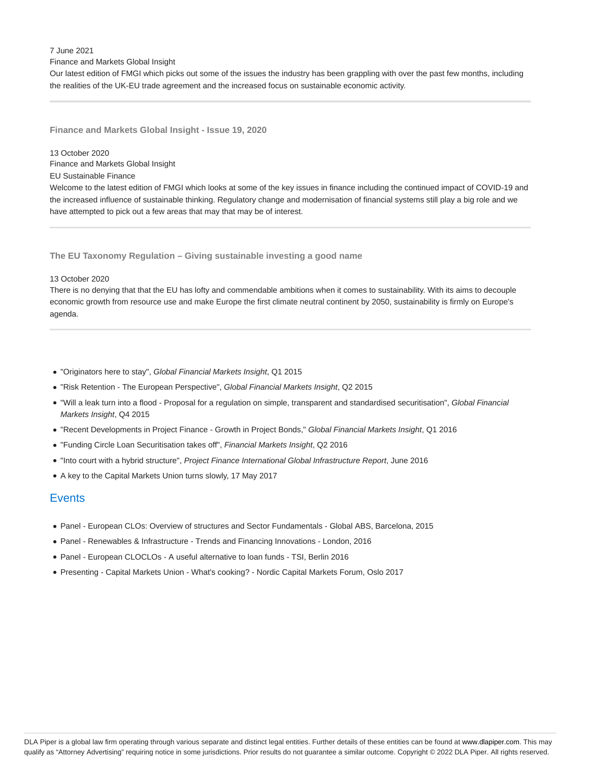7 June 2021

Finance and Markets Global Insight

Our latest edition of FMGI which picks out some of the issues the industry has been grappling with over the past few months, including the realities of the UK-EU trade agreement and the increased focus on sustainable economic activity.

---

**Finance and Markets Global Insight - Issue 19, 2020**

13 October 2020

Finance and Markets Global Insight

EU Sustainable Finance

Welcome to the latest edition of FMGI which looks at some of the key issues in finance including the continued impact of COVID-19 and the increased influence of sustainable thinking. Regulatory change and modernisation of financial systems still play a big role and we have attempted to pick out a few areas that may that may be of interest.

---

**The EU Taxonomy Regulation – Giving sustainable investing a good name**

13 October 2020

There is no denying that that the EU has lofty and commendable ambitions when it comes to sustainability. With its aims to decouple economic growth from resource use and make Europe the first climate neutral continent by 2050, sustainability is firmly on Europe's agenda.

---

- "Originators here to stay", *Global Financial Markets Insight*, Q1 2015
- "Risk Retention - The European Perspective", *Global Financial Markets Insight*, Q2 2015
- "Will a leak turn into a flood - Proposal for a regulation on simple, transparent and standardised securitisation", *Global Financial Markets Insight*, Q4 2015
- "Recent Developments in Project Finance - Growth in Project Bonds," *Global Financial Markets Insight*, Q1 2016
- "Funding Circle Loan Securitisation takes off", *Financial Markets Insight*, Q2 2016
- "Into court with a hybrid structure", *Project Finance International Global Infrastructure Report*, June 2016
- A key to the Capital Markets Union turns slowly, 17 May 2017

## Events

- Panel - European CLOs: Overview of structures and Sector Fundamentals - Global ABS, Barcelona, 2015
- Panel - Renewables & Infrastructure - Trends and Financing Innovations - London, 2016
- Panel - European CLOCLOs - A useful alternative to loan funds - TSI, Berlin 2016
- Presenting - Capital Markets Union - What's cooking? - Nordic Capital Markets Forum, Oslo 2017